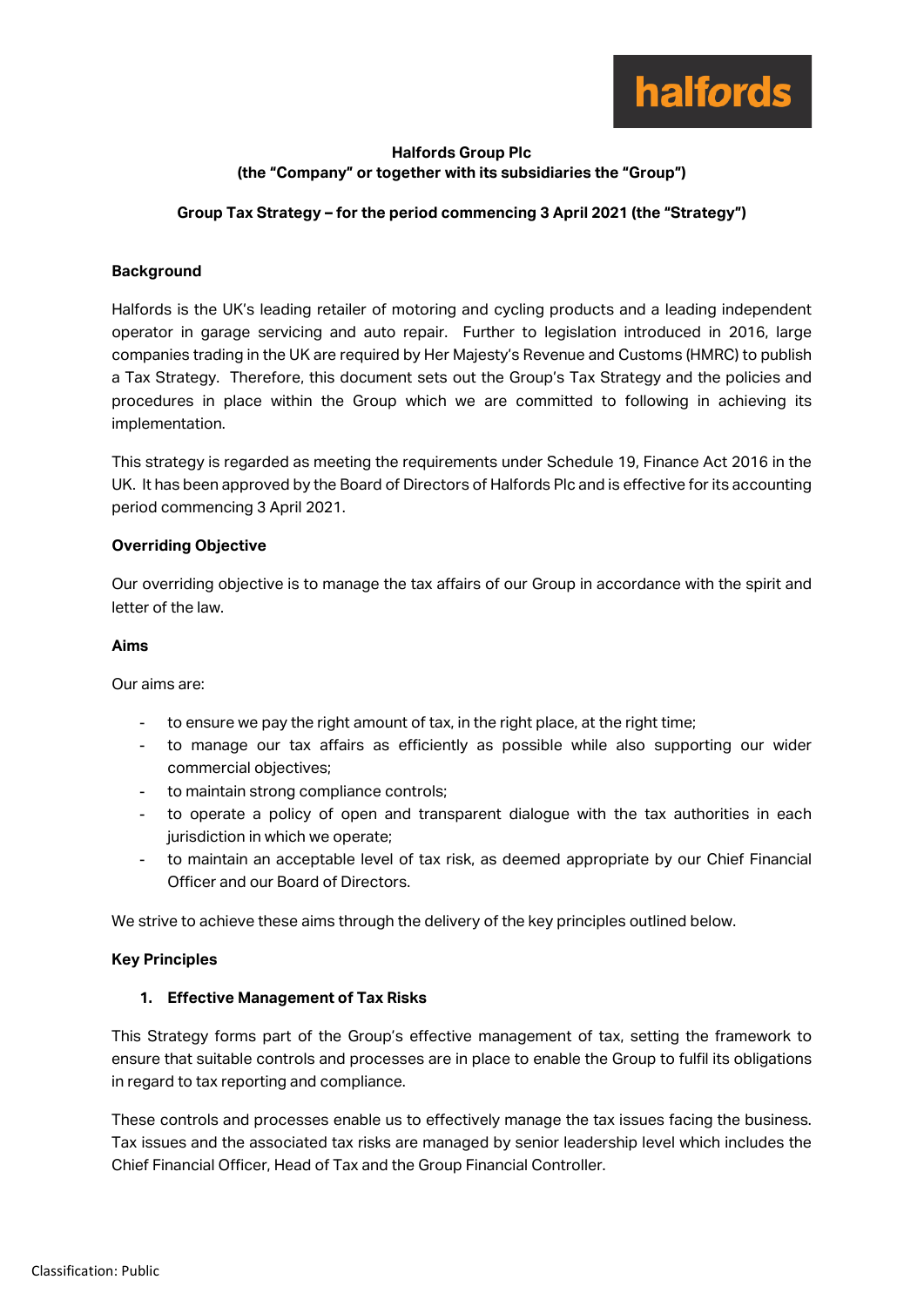**Halfords Group Plc**
**(the "Company" or together with its subsidiaries the "Group")**

**Group Tax Strategy – for the period commencing 3 April 2021 (the "Strategy")**

**Background**

Halfords is the UK's leading retailer of motoring and cycling products and a leading independent operator in garage servicing and auto repair. Further to legislation introduced in 2016, large companies trading in the UK are required by Her Majesty's Revenue and Customs (HMRC) to publish a Tax Strategy. Therefore, this document sets out the Group's Tax Strategy and the policies and procedures in place within the Group which we are committed to following in achieving its implementation.

This strategy is regarded as meeting the requirements under Schedule 19, Finance Act 2016 in the UK. It has been approved by the Board of Directors of Halfords Plc and is effective for its accounting period commencing 3 April 2021.

**Overriding Objective**

Our overriding objective is to manage the tax affairs of our Group in accordance with the spirit and letter of the law.

**Aims**

Our aims are:

- to ensure we pay the right amount of tax, in the right place, at the right time;
- to manage our tax affairs as efficiently as possible while also supporting our wider commercial objectives;
- to maintain strong compliance controls;
- to operate a policy of open and transparent dialogue with the tax authorities in each jurisdiction in which we operate;
- to maintain an acceptable level of tax risk, as deemed appropriate by our Chief Financial Officer and our Board of Directors.

We strive to achieve these aims through the delivery of the key principles outlined below.

**Key Principles**

1. **Effective Management of Tax Risks**

This Strategy forms part of the Group's effective management of tax, setting the framework to ensure that suitable controls and processes are in place to enable the Group to fulfil its obligations in regard to tax reporting and compliance.

These controls and processes enable us to effectively manage the tax issues facing the business. Tax issues and the associated tax risks are managed by senior leadership level which includes the Chief Financial Officer, Head of Tax and the Group Financial Controller.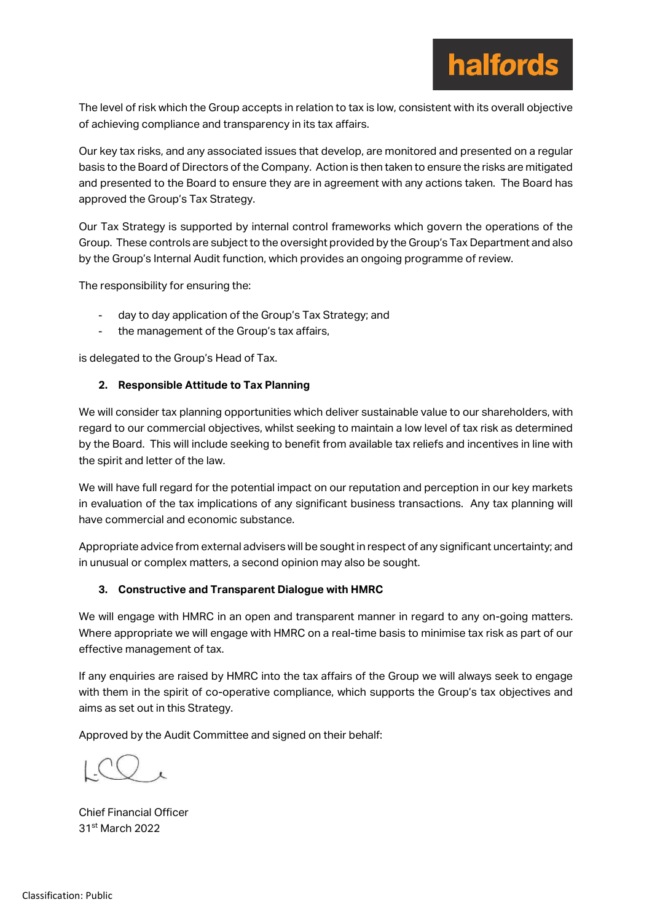The level of risk which the Group accepts in relation to tax is low, consistent with its overall objective of achieving compliance and transparency in its tax affairs.

Our key tax risks, and any associated issues that develop, are monitored and presented on a regular basis to the Board of Directors of the Company. Action is then taken to ensure the risks are mitigated and presented to the Board to ensure they are in agreement with any actions taken. The Board has approved the Group's Tax Strategy.

Our Tax Strategy is supported by internal control frameworks which govern the operations of the Group. These controls are subject to the oversight provided by the Group's Tax Department and also by the Group's Internal Audit function, which provides an ongoing programme of review.

The responsibility for ensuring the:

- day to day application of the Group's Tax Strategy; and
- the management of the Group's tax affairs,

is delegated to the Group's Head of Tax.

## 2. Responsible Attitude to Tax Planning

We will consider tax planning opportunities which deliver sustainable value to our shareholders, with regard to our commercial objectives, whilst seeking to maintain a low level of tax risk as determined by the Board. This will include seeking to benefit from available tax reliefs and incentives in line with the spirit and letter of the law.

We will have full regard for the potential impact on our reputation and perception in our key markets in evaluation of the tax implications of any significant business transactions. Any tax planning will have commercial and economic substance.

Appropriate advice from external advisers will be sought in respect of any significant uncertainty; and in unusual or complex matters, a second opinion may also be sought.

## 3. Constructive and Transparent Dialogue with HMRC

We will engage with HMRC in an open and transparent manner in regard to any on-going matters. Where appropriate we will engage with HMRC on a real-time basis to minimise tax risk as part of our effective management of tax.

If any enquiries are raised by HMRC into the tax affairs of the Group we will always seek to engage with them in the spirit of co-operative compliance, which supports the Group's tax objectives and aims as set out in this Strategy.

Approved by the Audit Committee and signed on their behalf:

Chief Financial Officer
31st March 2022